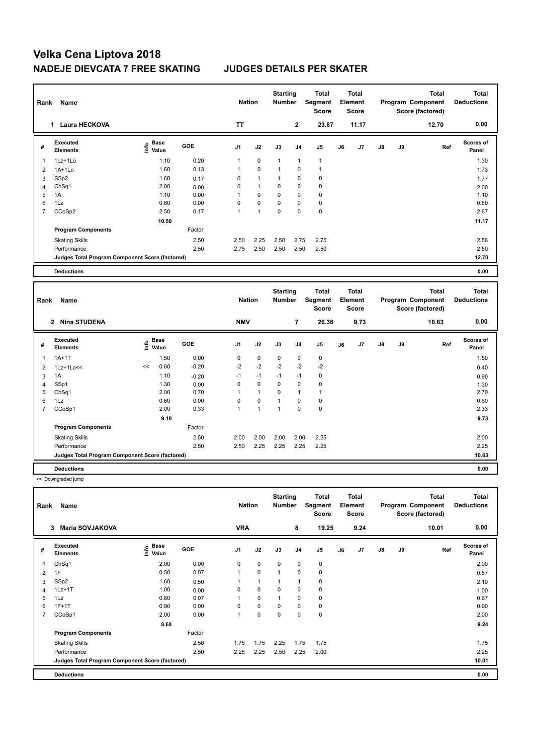# Velka Cena Liptova 2018

## NADEJE DIEVCATA 7 FREE SKATING JUDGES DETAILS PER SKATER

| Rank | Name | Nation | Starting Number | Total Segment Score | Total Element Score | Total Program Component Score (factored) | Total Deductions |
|---|---|---|---|---|---|---|---|
| 1 | Laura HECKOVA | TT | 2 | 23.87 | 11.17 | 12.70 | 0.00 |

| # | Executed Elements | Info | Base Value | GOE | J1 | J2 | J3 | J4 | J5 | J6 | J7 | J8 | J9 | Ref | Scores of Panel |
|---|---|---|---|---|---|---|---|---|---|---|---|---|---|---|---|
| 1 | 1Lz+1Lo | | 1.10 | 0.20 | 1 | 0 | 1 | 1 | 1 | | | | | | 1.30 |
| 2 | 1A+1Lo | | 1.60 | 0.13 | 1 | 0 | 1 | 0 | 1 | | | | | | 1.73 |
| 3 | SSp2 | | 1.60 | 0.17 | 0 | 1 | 1 | 0 | 0 | | | | | | 1.77 |
| 4 | ChSq1 | | 2.00 | 0.00 | 0 | 1 | 0 | 0 | 0 | | | | | | 2.00 |
| 5 | 1A | | 1.10 | 0.00 | 1 | 0 | 0 | 0 | 0 | | | | | | 1.10 |
| 6 | 1Lz | | 0.60 | 0.00 | 0 | 0 | 0 | 0 | 0 | | | | | | 0.60 |
| 7 | CCoSp2 | | 2.50 | 0.17 | 1 | 1 | 0 | 0 | 0 | | | | | | 2.67 |
| | | | 10.50 | | | | | | | | | | | | 11.17 |
| | Program Components | | | Factor | | | | | | | | | | | |
| | Skating Skills | | | 2.50 | 2.50 | 2.25 | 2.50 | 2.75 | 2.75 | | | | | | 2.58 |
| | Performance | | | 2.50 | 2.75 | 2.50 | 2.50 | 2.50 | 2.50 | | | | | | 2.50 |
| | Judges Total Program Component Score (factored) | | | | | | | | | | | | | | 12.70 |
| | Deductions | | | | | | | | | | | | | | 0.00 |

| Rank | Name | Nation | Starting Number | Total Segment Score | Total Element Score | Total Program Component Score (factored) | Total Deductions |
|---|---|---|---|---|---|---|---|
| 2 | Nina STUDENA | NMV | 7 | 20.36 | 9.73 | 10.63 | 0.00 |

| # | Executed Elements | Info | Base Value | GOE | J1 | J2 | J3 | J4 | J5 | J6 | J7 | J8 | J9 | Ref | Scores of Panel |
|---|---|---|---|---|---|---|---|---|---|---|---|---|---|---|---|
| 1 | 1A+1T | | 1.50 | 0.00 | 0 | 0 | 0 | 0 | 0 | | | | | | 1.50 |
| 2 | 1Lz+1Lo<< | << | 0.60 | -0.20 | -2 | -2 | -2 | -2 | -2 | | | | | | 0.40 |
| 3 | 1A | | 1.10 | -0.20 | -1 | -1 | -1 | -1 | 0 | | | | | | 0.90 |
| 4 | SSp1 | | 1.30 | 0.00 | 0 | 0 | 0 | 0 | 0 | | | | | | 1.30 |
| 5 | ChSq1 | | 2.00 | 0.70 | 1 | 1 | 0 | 1 | 1 | | | | | | 2.70 |
| 6 | 1Lz | | 0.60 | 0.00 | 0 | 0 | 1 | 0 | 0 | | | | | | 0.60 |
| 7 | CCoSp1 | | 2.00 | 0.33 | 1 | 1 | 1 | 0 | 0 | | | | | | 2.33 |
| | | | 9.10 | | | | | | | | | | | | 9.73 |
| | Program Components | | | Factor | | | | | | | | | | | |
| | Skating Skills | | | 2.50 | 2.00 | 2.00 | 2.00 | 2.00 | 2.25 | | | | | | 2.00 |
| | Performance | | | 2.50 | 2.50 | 2.25 | 2.25 | 2.25 | 2.25 | | | | | | 2.25 |
| | Judges Total Program Component Score (factored) | | | | | | | | | | | | | | 10.63 |
| | Deductions | | | | | | | | | | | | | | 0.00 |

<< Downgraded jump

| Rank | Name | Nation | Starting Number | Total Segment Score | Total Element Score | Total Program Component Score (factored) | Total Deductions |
|---|---|---|---|---|---|---|---|
| 3 | Maria SOVJAKOVA | VRA | 8 | 19.25 | 9.24 | 10.01 | 0.00 |

| # | Executed Elements | Info | Base Value | GOE | J1 | J2 | J3 | J4 | J5 | J6 | J7 | J8 | J9 | Ref | Scores of Panel |
|---|---|---|---|---|---|---|---|---|---|---|---|---|---|---|---|
| 1 | ChSq1 | | 2.00 | 0.00 | 0 | 0 | 0 | 0 | 0 | | | | | | 2.00 |
| 2 | 1F | | 0.50 | 0.07 | 1 | 0 | 1 | 0 | 0 | | | | | | 0.57 |
| 3 | SSp2 | | 1.60 | 0.50 | 1 | 1 | 1 | 1 | 0 | | | | | | 2.10 |
| 4 | 1Lz+1T | | 1.00 | 0.00 | 0 | 0 | 0 | 0 | 0 | | | | | | 1.00 |
| 5 | 1Lz | | 0.60 | 0.07 | 1 | 0 | 1 | 0 | 0 | | | | | | 0.67 |
| 6 | 1F+1T | | 0.90 | 0.00 | 0 | 0 | 0 | 0 | 0 | | | | | | 0.90 |
| 7 | CCoSp1 | | 2.00 | 0.00 | 1 | 0 | 0 | 0 | 0 | | | | | | 2.00 |
| | | | 8.60 | | | | | | | | | | | | 9.24 |
| | Program Components | | | Factor | | | | | | | | | | | |
| | Skating Skills | | | 2.50 | 1.75 | 1.75 | 2.25 | 1.75 | 1.75 | | | | | | 1.75 |
| | Performance | | | 2.50 | 2.25 | 2.25 | 2.50 | 2.25 | 2.00 | | | | | | 2.25 |
| | Judges Total Program Component Score (factored) | | | | | | | | | | | | | | 10.01 |
| | Deductions | | | | | | | | | | | | | | 0.00 |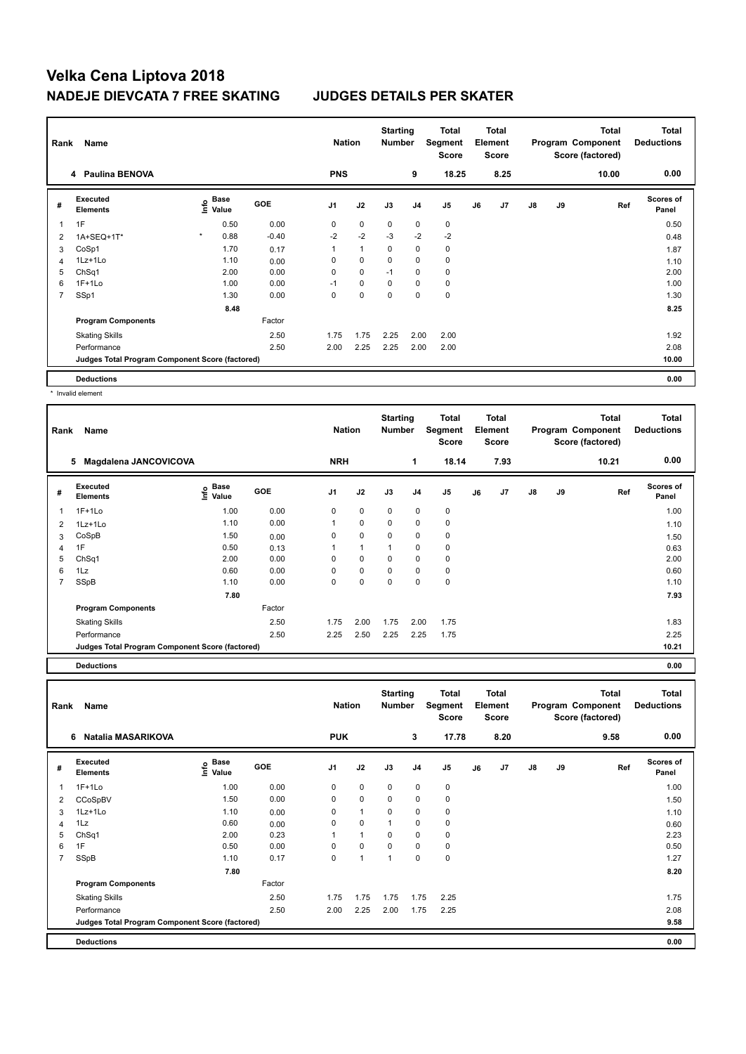# Velka Cena Liptova 2018

## NADEJE DIEVCATA 7 FREE SKATING JUDGES DETAILS PER SKATER

| Rank | Name | Nation | Starting Number | Total Segment Score | Total Element Score | Total Program Component Score (factored) | Total Deductions |
|---|---|---|---|---|---|---|---|
| 4 | Paulina BENOVA | PNS | 9 | 18.25 | 8.25 | 10.00 | 0.00 |

| # | Executed Elements | Info | Base Value | GOE | J1 | J2 | J3 | J4 | J5 | J6 | J7 | J8 | J9 | Ref | Scores of Panel |
|---|---|---|---|---|---|---|---|---|---|---|---|---|---|---|---|
| 1 | 1F | | 0.50 | 0.00 | 0 | 0 | 0 | 0 | 0 | | | | | | 0.50 |
| 2 | 1A+SEQ+1T* | * | 0.88 | -0.40 | -2 | -2 | -3 | -2 | -2 | | | | | | 0.48 |
| 3 | CoSp1 | | 1.70 | 0.17 | 1 | 1 | 0 | 0 | 0 | | | | | | 1.87 |
| 4 | 1Lz+1Lo | | 1.10 | 0.00 | 0 | 0 | 0 | 0 | 0 | | | | | | 1.10 |
| 5 | ChSq1 | | 2.00 | 0.00 | 0 | 0 | -1 | 0 | 0 | | | | | | 2.00 |
| 6 | 1F+1Lo | | 1.00 | 0.00 | -1 | 0 | 0 | 0 | 0 | | | | | | 1.00 |
| 7 | SSp1 | | 1.30 | 0.00 | 0 | 0 | 0 | 0 | 0 | | | | | | 1.30 |
| | | | 8.48 | | | | | | | | | | | | 8.25 |
| | Program Components | | | Factor | | | | | | | | | | | |
| | Skating Skills | | | 2.50 | 1.75 | 1.75 | 2.25 | 2.00 | 2.00 | | | | | | 1.92 |
| | Performance | | | 2.50 | 2.00 | 2.25 | 2.25 | 2.00 | 2.00 | | | | | | 2.08 |
| | Judges Total Program Component Score (factored) | | | | | | | | | | | | | | 10.00 |
| | Deductions | | | | | | | | | | | | | | 0.00 |

\* Invalid element

| Rank | Name | Nation | Starting Number | Total Segment Score | Total Element Score | Total Program Component Score (factored) | Total Deductions |
|---|---|---|---|---|---|---|---|
| 5 | Magdalena JANCOVICOVA | NRH | 1 | 18.14 | 7.93 | 10.21 | 0.00 |

| # | Executed Elements | Info | Base Value | GOE | J1 | J2 | J3 | J4 | J5 | J6 | J7 | J8 | J9 | Ref | Scores of Panel |
|---|---|---|---|---|---|---|---|---|---|---|---|---|---|---|---|
| 1 | 1F+1Lo | | 1.00 | 0.00 | 0 | 0 | 0 | 0 | 0 | | | | | | 1.00 |
| 2 | 1Lz+1Lo | | 1.10 | 0.00 | 1 | 0 | 0 | 0 | 0 | | | | | | 1.10 |
| 3 | CoSpB | | 1.50 | 0.00 | 0 | 0 | 0 | 0 | 0 | | | | | | 1.50 |
| 4 | 1F | | 0.50 | 0.13 | 1 | 1 | 1 | 0 | 0 | | | | | | 0.63 |
| 5 | ChSq1 | | 2.00 | 0.00 | 0 | 0 | 0 | 0 | 0 | | | | | | 2.00 |
| 6 | 1Lz | | 0.60 | 0.00 | 0 | 0 | 0 | 0 | 0 | | | | | | 0.60 |
| 7 | SSpB | | 1.10 | 0.00 | 0 | 0 | 0 | 0 | 0 | | | | | | 1.10 |
| | | | 7.80 | | | | | | | | | | | | 7.93 |
| | Program Components | | | Factor | | | | | | | | | | | |
| | Skating Skills | | | 2.50 | 1.75 | 2.00 | 1.75 | 2.00 | 1.75 | | | | | | 1.83 |
| | Performance | | | 2.50 | 2.25 | 2.50 | 2.25 | 2.25 | 1.75 | | | | | | 2.25 |
| | Judges Total Program Component Score (factored) | | | | | | | | | | | | | | 10.21 |
| | Deductions | | | | | | | | | | | | | | 0.00 |

| Rank | Name | Nation | Starting Number | Total Segment Score | Total Element Score | Total Program Component Score (factored) | Total Deductions |
|---|---|---|---|---|---|---|---|
| 6 | Natalia MASARIKOVA | PUK | 3 | 17.78 | 8.20 | 9.58 | 0.00 |

| # | Executed Elements | Info | Base Value | GOE | J1 | J2 | J3 | J4 | J5 | J6 | J7 | J8 | J9 | Ref | Scores of Panel |
|---|---|---|---|---|---|---|---|---|---|---|---|---|---|---|---|
| 1 | 1F+1Lo | | 1.00 | 0.00 | 0 | 0 | 0 | 0 | 0 | | | | | | 1.00 |
| 2 | CCoSpBV | | 1.50 | 0.00 | 0 | 0 | 0 | 0 | 0 | | | | | | 1.50 |
| 3 | 1Lz+1Lo | | 1.10 | 0.00 | 0 | 1 | 0 | 0 | 0 | | | | | | 1.10 |
| 4 | 1Lz | | 0.60 | 0.00 | 0 | 0 | 1 | 0 | 0 | | | | | | 0.60 |
| 5 | ChSq1 | | 2.00 | 0.23 | 1 | 1 | 0 | 0 | 0 | | | | | | 2.23 |
| 6 | 1F | | 0.50 | 0.00 | 0 | 0 | 0 | 0 | 0 | | | | | | 0.50 |
| 7 | SSpB | | 1.10 | 0.17 | 0 | 1 | 1 | 0 | 0 | | | | | | 1.27 |
| | | | 7.80 | | | | | | | | | | | | 8.20 |
| | Program Components | | | Factor | | | | | | | | | | | |
| | Skating Skills | | | 2.50 | 1.75 | 1.75 | 1.75 | 1.75 | 2.25 | | | | | | 1.75 |
| | Performance | | | 2.50 | 2.00 | 2.25 | 2.00 | 1.75 | 2.25 | | | | | | 2.08 |
| | Judges Total Program Component Score (factored) | | | | | | | | | | | | | | 9.58 |
| | Deductions | | | | | | | | | | | | | | 0.00 |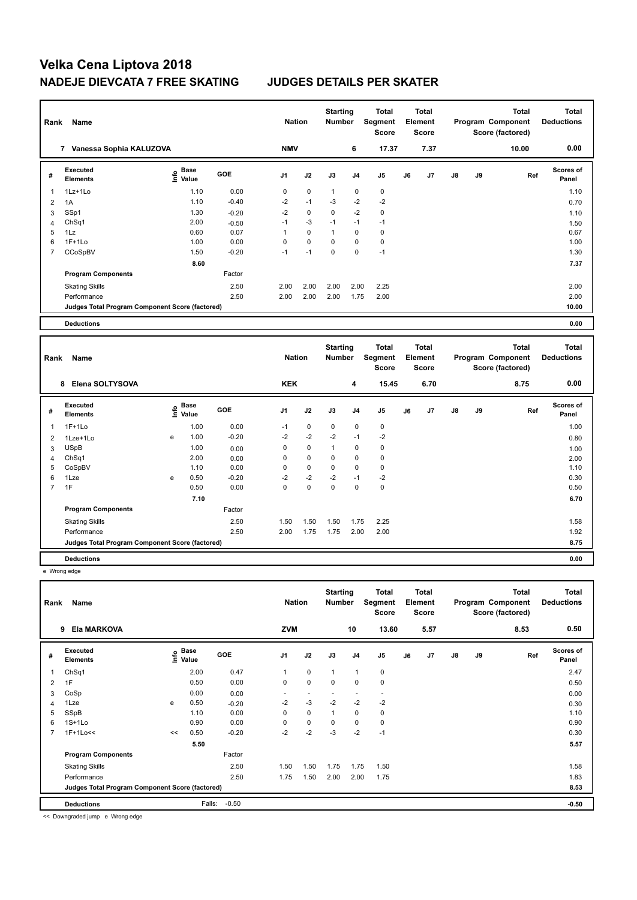# Velka Cena Liptova 2018

## NADEJE DIEVCATA 7 FREE SKATING JUDGES DETAILS PER SKATER

| Rank | Name | Nation | Starting Number | Total Segment Score | Total Element Score | Total Program Component Score (factored) | Total Deductions |
|---|---|---|---|---|---|---|---|
| 7 | Vanessa Sophia KALUZOVA | NMV | 6 | 17.37 | 7.37 | 10.00 | 0.00 |

| # | Executed Elements | Info | Base Value | GOE | J1 | J2 | J3 | J4 | J5 | J6 | J7 | J8 | J9 | Ref | Scores of Panel |
|---|---|---|---|---|---|---|---|---|---|---|---|---|---|---|---|
| 1 | 1Lz+1Lo | | 1.10 | 0.00 | 0 | 0 | 1 | 0 | 0 | | | | | | 1.10 |
| 2 | 1A | | 1.10 | -0.40 | -2 | -1 | -3 | -2 | -2 | | | | | | 0.70 |
| 3 | SSp1 | | 1.30 | -0.20 | -2 | 0 | 0 | -2 | 0 | | | | | | 1.10 |
| 4 | ChSq1 | | 2.00 | -0.50 | -1 | -3 | -1 | -1 | -1 | | | | | | 1.50 |
| 5 | 1Lz | | 0.60 | 0.07 | 1 | 0 | 1 | 0 | 0 | | | | | | 0.67 |
| 6 | 1F+1Lo | | 1.00 | 0.00 | 0 | 0 | 0 | 0 | 0 | | | | | | 1.00 |
| 7 | CCoSpBV | | 1.50 | -0.20 | -1 | -1 | 0 | 0 | -1 | | | | | | 1.30 |
| | | | 8.60 | | | | | | | | | | | | 7.37 |
| | Program Components | | | Factor | | | | | | | | | | | |
| | Skating Skills | | | 2.50 | 2.00 | 2.00 | 2.00 | 2.00 | 2.25 | | | | | | 2.00 |
| | Performance | | | 2.50 | 2.00 | 2.00 | 2.00 | 1.75 | 2.00 | | | | | | 2.00 |
| | Judges Total Program Component Score (factored) | | | | | | | | | | | | | | 10.00 |
| | Deductions | | | | | | | | | | | | | | 0.00 |

| Rank | Name | Nation | Starting Number | Total Segment Score | Total Element Score | Total Program Component Score (factored) | Total Deductions |
|---|---|---|---|---|---|---|---|
| 8 | Elena SOLTYSOVA | KEK | 4 | 15.45 | 6.70 | 8.75 | 0.00 |

| # | Executed Elements | Info | Base Value | GOE | J1 | J2 | J3 | J4 | J5 | J6 | J7 | J8 | J9 | Ref | Scores of Panel |
|---|---|---|---|---|---|---|---|---|---|---|---|---|---|---|---|
| 1 | 1F+1Lo | | 1.00 | 0.00 | -1 | 0 | 0 | 0 | 0 | | | | | | 1.00 |
| 2 | 1Lze+1Lo | e | 1.00 | -0.20 | -2 | -2 | -2 | -1 | -2 | | | | | | 0.80 |
| 3 | USpB | | 1.00 | 0.00 | 0 | 0 | 1 | 0 | 0 | | | | | | 1.00 |
| 4 | ChSq1 | | 2.00 | 0.00 | 0 | 0 | 0 | 0 | 0 | | | | | | 2.00 |
| 5 | CoSpBV | | 1.10 | 0.00 | 0 | 0 | 0 | 0 | 0 | | | | | | 1.10 |
| 6 | 1Lze | e | 0.50 | -0.20 | -2 | -2 | -2 | -1 | -2 | | | | | | 0.30 |
| 7 | 1F | | 0.50 | 0.00 | 0 | 0 | 0 | 0 | 0 | | | | | | 0.50 |
| | | | 7.10 | | | | | | | | | | | | 6.70 |
| | Program Components | | | Factor | | | | | | | | | | | |
| | Skating Skills | | | 2.50 | 1.50 | 1.50 | 1.50 | 1.75 | 2.25 | | | | | | 1.58 |
| | Performance | | | 2.50 | 2.00 | 1.75 | 1.75 | 2.00 | 2.00 | | | | | | 1.92 |
| | Judges Total Program Component Score (factored) | | | | | | | | | | | | | | 8.75 |
| | Deductions | | | | | | | | | | | | | | 0.00 |

e Wrong edge

| Rank | Name | Nation | Starting Number | Total Segment Score | Total Element Score | Total Program Component Score (factored) | Total Deductions |
|---|---|---|---|---|---|---|---|
| 9 | Ela MARKOVA | ZVM | 10 | 13.60 | 5.57 | 8.53 | 0.50 |

| # | Executed Elements | Info | Base Value | GOE | J1 | J2 | J3 | J4 | J5 | J6 | J7 | J8 | J9 | Ref | Scores of Panel |
|---|---|---|---|---|---|---|---|---|---|---|---|---|---|---|---|
| 1 | ChSq1 | | 2.00 | 0.47 | 1 | 0 | 1 | 1 | 0 | | | | | | 2.47 |
| 2 | 1F | | 0.50 | 0.00 | 0 | 0 | 0 | 0 | 0 | | | | | | 0.50 |
| 3 | CoSp | | 0.00 | 0.00 | - | - | - | - | - | | | | | | 0.00 |
| 4 | 1Lze | e | 0.50 | -0.20 | -2 | -3 | -2 | -2 | -2 | | | | | | 0.30 |
| 5 | SSpB | | 1.10 | 0.00 | 0 | 0 | 1 | 0 | 0 | | | | | | 1.10 |
| 6 | 1S+1Lo | | 0.90 | 0.00 | 0 | 0 | 0 | 0 | 0 | | | | | | 0.90 |
| 7 | 1F+1Lo<< | << | 0.50 | -0.20 | -2 | -2 | -3 | -2 | -1 | | | | | | 0.30 |
| | | | 5.50 | | | | | | | | | | | | 5.57 |
| | Program Components | | | Factor | | | | | | | | | | | |
| | Skating Skills | | | 2.50 | 1.50 | 1.50 | 1.75 | 1.75 | 1.50 | | | | | | 1.58 |
| | Performance | | | 2.50 | 1.75 | 1.50 | 2.00 | 2.00 | 1.75 | | | | | | 1.83 |
| | Judges Total Program Component Score (factored) | | | | | | | | | | | | | | 8.53 |
| | Deductions | | Falls: | -0.50 | | | | | | | | | | | -0.50 |

<< Downgraded jump e Wrong edge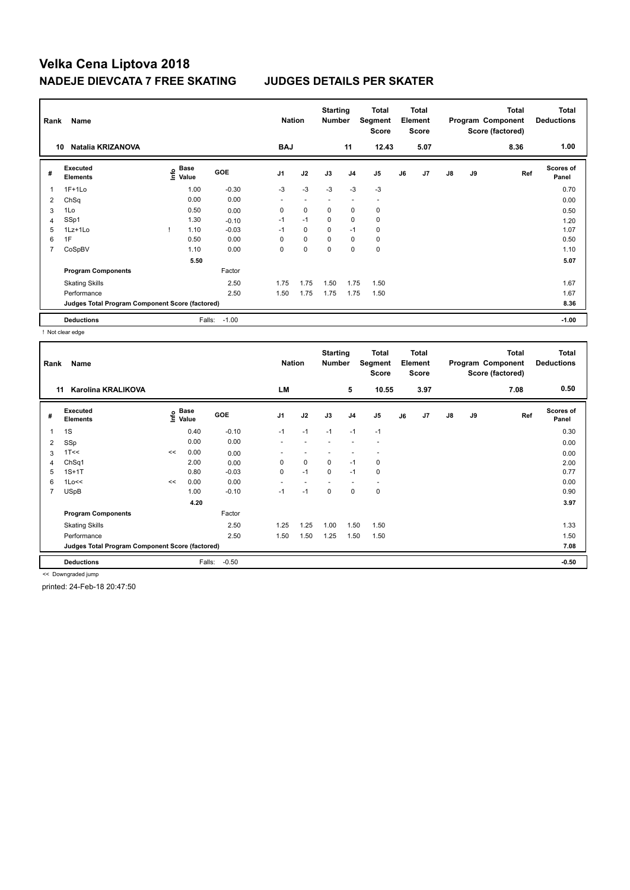# Velka Cena Liptova 2018

## NADEJE DIEVCATA 7 FREE SKATING JUDGES DETAILS PER SKATER

| Rank | Name | Nation | Starting Number | Total Segment Score | Total Element Score | Total Program Component Score (factored) | Total Deductions |
|---|---|---|---|---|---|---|---|
| 10 | Natalia KRIZANOVA | BAJ | 11 | 12.43 | 5.07 | 8.36 | 1.00 |

| # | Executed Elements | Info | Base Value | GOE | J1 | J2 | J3 | J4 | J5 | J6 | J7 | J8 | J9 | Ref | Scores of Panel |
|---|---|---|---|---|---|---|---|---|---|---|---|---|---|---|---|
| 1 | 1F+1Lo | | 1.00 | -0.30 | -3 | -3 | -3 | -3 | -3 | | | | | | 0.70 |
| 2 | ChSq | | 0.00 | 0.00 | - | - | - | - | - | | | | | | 0.00 |
| 3 | 1Lo | | 0.50 | 0.00 | 0 | 0 | 0 | 0 | 0 | | | | | | 0.50 |
| 4 | SSp1 | | 1.30 | -0.10 | -1 | -1 | 0 | 0 | 0 | | | | | | 1.20 |
| 5 | 1Lz+1Lo | ! | 1.10 | -0.03 | -1 | 0 | 0 | -1 | 0 | | | | | | 1.07 |
| 6 | 1F | | 0.50 | 0.00 | 0 | 0 | 0 | 0 | 0 | | | | | | 0.50 |
| 7 | CoSpBV | | 1.10 | 0.00 | 0 | 0 | 0 | 0 | 0 | | | | | | 1.10 |
| | | | 5.50 | | | | | | | | | | | | 5.07 |
| | Program Components | | | Factor | | | | | | | | | | | |
| | Skating Skills | | | 2.50 | 1.75 | 1.75 | 1.50 | 1.75 | 1.50 | | | | | | 1.67 |
| | Performance | | | 2.50 | 1.50 | 1.75 | 1.75 | 1.75 | 1.50 | | | | | | 1.67 |
| | Judges Total Program Component Score (factored) | | | | | | | | | | | | | | 8.36 |
| | Deductions | | Falls: | -1.00 | | | | | | | | | | | -1.00 |

! Not clear edge

| Rank | Name | Nation | Starting Number | Total Segment Score | Total Element Score | Total Program Component Score (factored) | Total Deductions |
|---|---|---|---|---|---|---|---|
| 11 | Karolina KRALIKOVA | LM | 5 | 10.55 | 3.97 | 7.08 | 0.50 |

| # | Executed Elements | Info | Base Value | GOE | J1 | J2 | J3 | J4 | J5 | J6 | J7 | J8 | J9 | Ref | Scores of Panel |
|---|---|---|---|---|---|---|---|---|---|---|---|---|---|---|---|
| 1 | 1S | | 0.40 | -0.10 | -1 | -1 | -1 | -1 | -1 | | | | | | 0.30 |
| 2 | SSp | | 0.00 | 0.00 | - | - | - | - | - | | | | | | 0.00 |
| 3 | 1T<< | << | 0.00 | 0.00 | - | - | - | - | - | | | | | | 0.00 |
| 4 | ChSq1 | | 2.00 | 0.00 | 0 | 0 | 0 | -1 | 0 | | | | | | 2.00 |
| 5 | 1S+1T | | 0.80 | -0.03 | 0 | -1 | 0 | -1 | 0 | | | | | | 0.77 |
| 6 | 1Lo<< | << | 0.00 | 0.00 | - | - | - | - | - | | | | | | 0.00 |
| 7 | USpB | | 1.00 | -0.10 | -1 | -1 | 0 | 0 | 0 | | | | | | 0.90 |
| | | | 4.20 | | | | | | | | | | | | 3.97 |
| | Program Components | | | Factor | | | | | | | | | | | |
| | Skating Skills | | | 2.50 | 1.25 | 1.25 | 1.00 | 1.50 | 1.50 | | | | | | 1.33 |
| | Performance | | | 2.50 | 1.50 | 1.50 | 1.25 | 1.50 | 1.50 | | | | | | 1.50 |
| | Judges Total Program Component Score (factored) | | | | | | | | | | | | | | 7.08 |
| | Deductions | | Falls: | -0.50 | | | | | | | | | | | -0.50 |

<< Downgraded jump

printed: 24-Feb-18 20:47:50